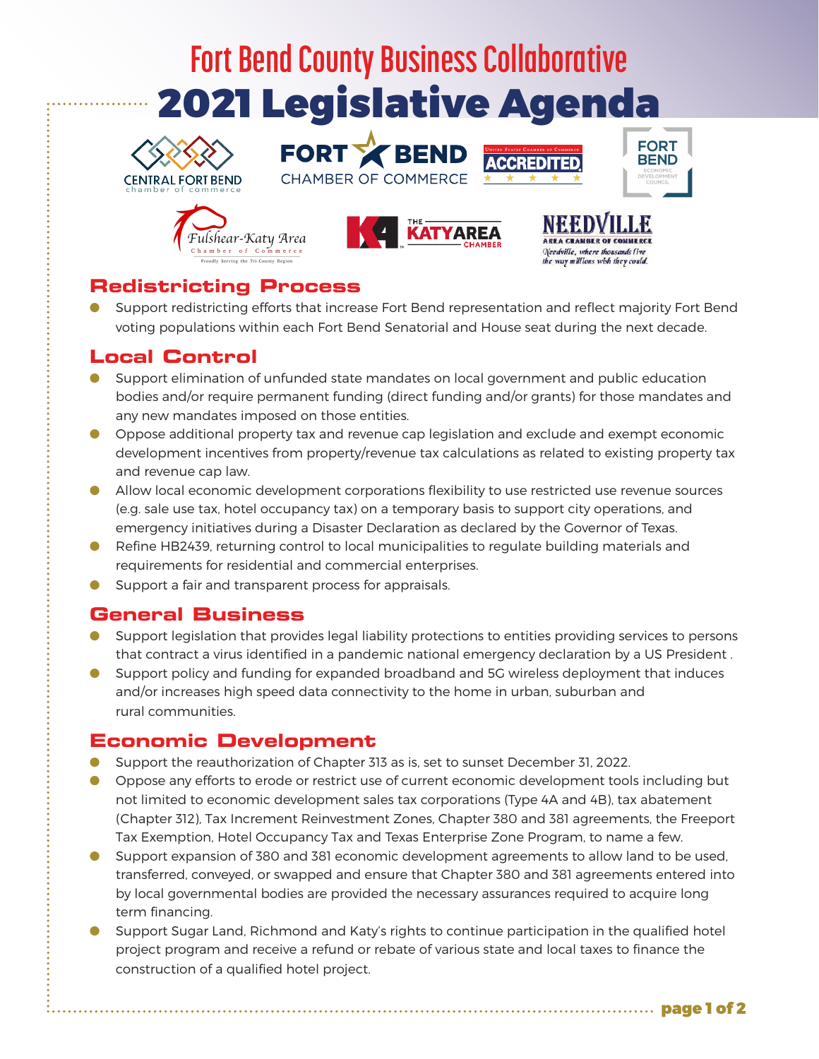# Fort Bend County Business Collaborative

# 2021 Legislative Agenda

## Redistricting Process

- Support redistricting efforts that increase Fort Bend representation and reflect majority Fort Bend voting populations within each Fort Bend Senatorial and House seat during the next decade.

## Local Control

- Support elimination of unfunded state mandates on local government and public education bodies and/or require permanent funding (direct funding and/or grants) for those mandates and any new mandates imposed on those entities.
- Oppose additional property tax and revenue cap legislation and exclude and exempt economic development incentives from property/revenue tax calculations as related to existing property tax and revenue cap law.
- Allow local economic development corporations flexibility to use restricted use revenue sources (e.g. sale use tax, hotel occupancy tax) on a temporary basis to support city operations, and emergency initiatives during a Disaster Declaration as declared by the Governor of Texas.
- Refine HB2439, returning control to local municipalities to regulate building materials and requirements for residential and commercial enterprises.
- Support a fair and transparent process for appraisals.

## General Business

- Support legislation that provides legal liability protections to entities providing services to persons that contract a virus identified in a pandemic national emergency declaration by a US President .
- Support policy and funding for expanded broadband and 5G wireless deployment that induces and/or increases high speed data connectivity to the home in urban, suburban and rural communities.

## Economic Development

- Support the reauthorization of Chapter 313 as is, set to sunset December 31, 2022.
- Oppose any efforts to erode or restrict use of current economic development tools including but not limited to economic development sales tax corporations (Type 4A and 4B), tax abatement (Chapter 312), Tax Increment Reinvestment Zones, Chapter 380 and 381 agreements, the Freeport Tax Exemption, Hotel Occupancy Tax and Texas Enterprise Zone Program, to name a few.
- Support expansion of 380 and 381 economic development agreements to allow land to be used, transferred, conveyed, or swapped and ensure that Chapter 380 and 381 agreements entered into by local governmental bodies are provided the necessary assurances required to acquire long term financing.
- Support Sugar Land, Richmond and Katy's rights to continue participation in the qualified hotel project program and receive a refund or rebate of various state and local taxes to finance the construction of a qualified hotel project.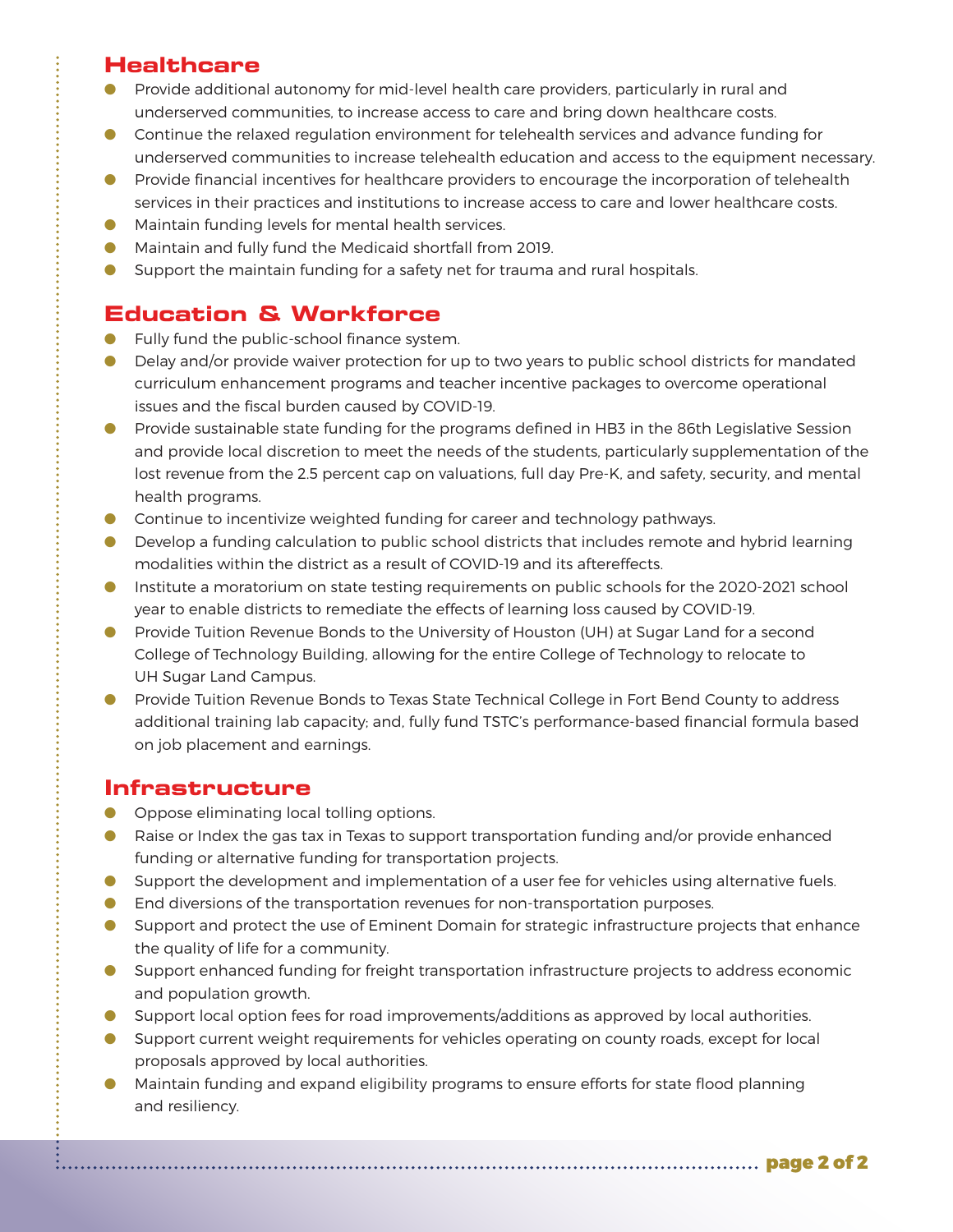## Healthcare

- Provide additional autonomy for mid-level health care providers, particularly in rural and underserved communities, to increase access to care and bring down healthcare costs.
- Continue the relaxed regulation environment for telehealth services and advance funding for underserved communities to increase telehealth education and access to the equipment necessary.
- Provide financial incentives for healthcare providers to encourage the incorporation of telehealth services in their practices and institutions to increase access to care and lower healthcare costs.
- Maintain funding levels for mental health services.
- Maintain and fully fund the Medicaid shortfall from 2019.
- Support the maintain funding for a safety net for trauma and rural hospitals.

## Education & Workforce

- Fully fund the public-school finance system.
- Delay and/or provide waiver protection for up to two years to public school districts for mandated curriculum enhancement programs and teacher incentive packages to overcome operational issues and the fiscal burden caused by COVID-19.
- Provide sustainable state funding for the programs defined in HB3 in the 86th Legislative Session and provide local discretion to meet the needs of the students, particularly supplementation of the lost revenue from the 2.5 percent cap on valuations, full day Pre-K, and safety, security, and mental health programs.
- Continue to incentivize weighted funding for career and technology pathways.
- Develop a funding calculation to public school districts that includes remote and hybrid learning modalities within the district as a result of COVID-19 and its aftereffects.
- Institute a moratorium on state testing requirements on public schools for the 2020-2021 school year to enable districts to remediate the effects of learning loss caused by COVID-19.
- Provide Tuition Revenue Bonds to the University of Houston (UH) at Sugar Land for a second College of Technology Building, allowing for the entire College of Technology to relocate to UH Sugar Land Campus.
- Provide Tuition Revenue Bonds to Texas State Technical College in Fort Bend County to address additional training lab capacity; and, fully fund TSTC's performance-based financial formula based on job placement and earnings.

## Infrastructure

- Oppose eliminating local tolling options.
- Raise or Index the gas tax in Texas to support transportation funding and/or provide enhanced funding or alternative funding for transportation projects.
- Support the development and implementation of a user fee for vehicles using alternative fuels.
- End diversions of the transportation revenues for non-transportation purposes.
- Support and protect the use of Eminent Domain for strategic infrastructure projects that enhance the quality of life for a community.
- Support enhanced funding for freight transportation infrastructure projects to address economic and population growth.
- Support local option fees for road improvements/additions as approved by local authorities.
- Support current weight requirements for vehicles operating on county roads, except for local proposals approved by local authorities.
- Maintain funding and expand eligibility programs to ensure efforts for state flood planning and resiliency.